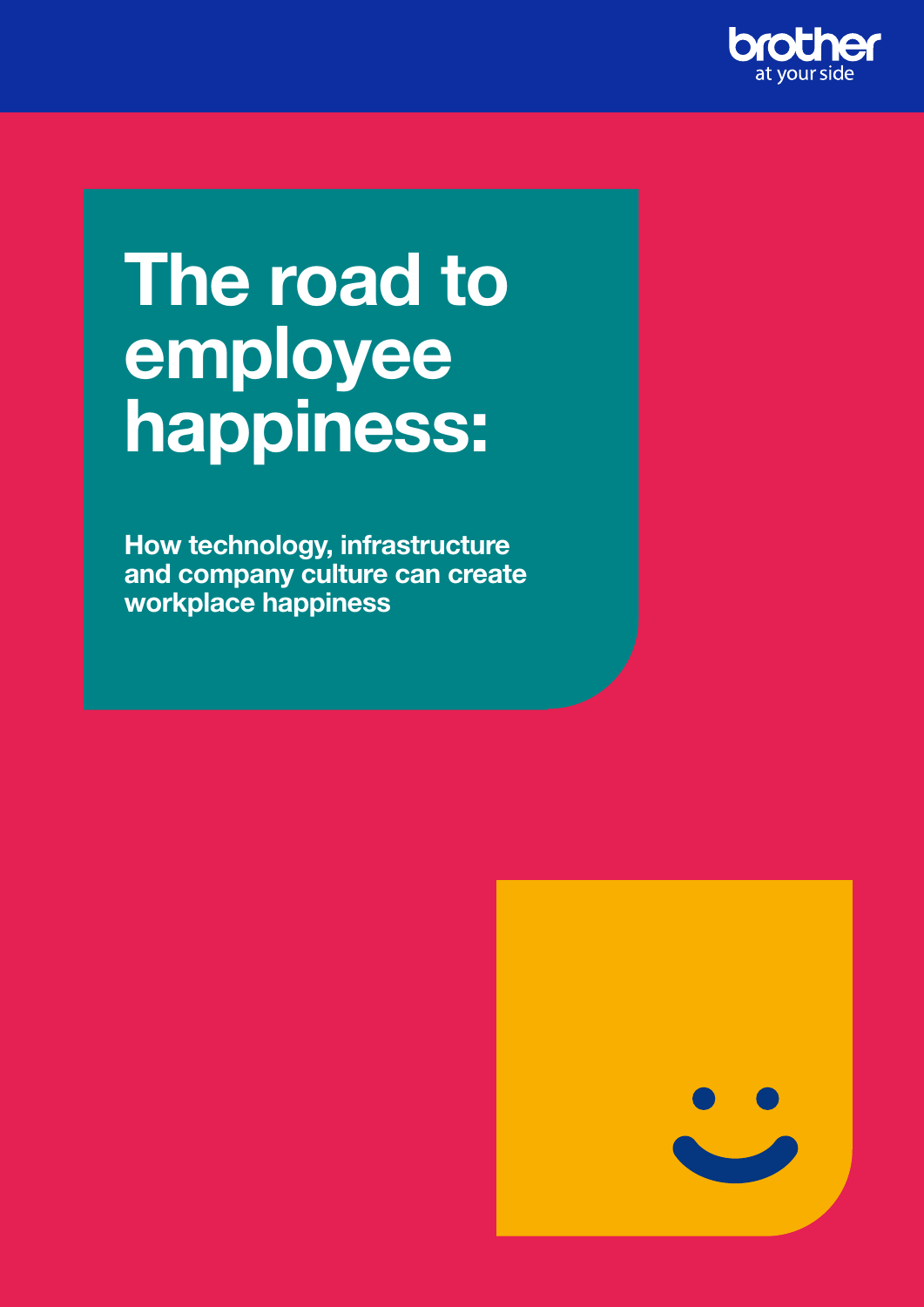brother
at your side

# The road to employee happiness:

**How technology, infrastructure and company culture can create workplace happiness**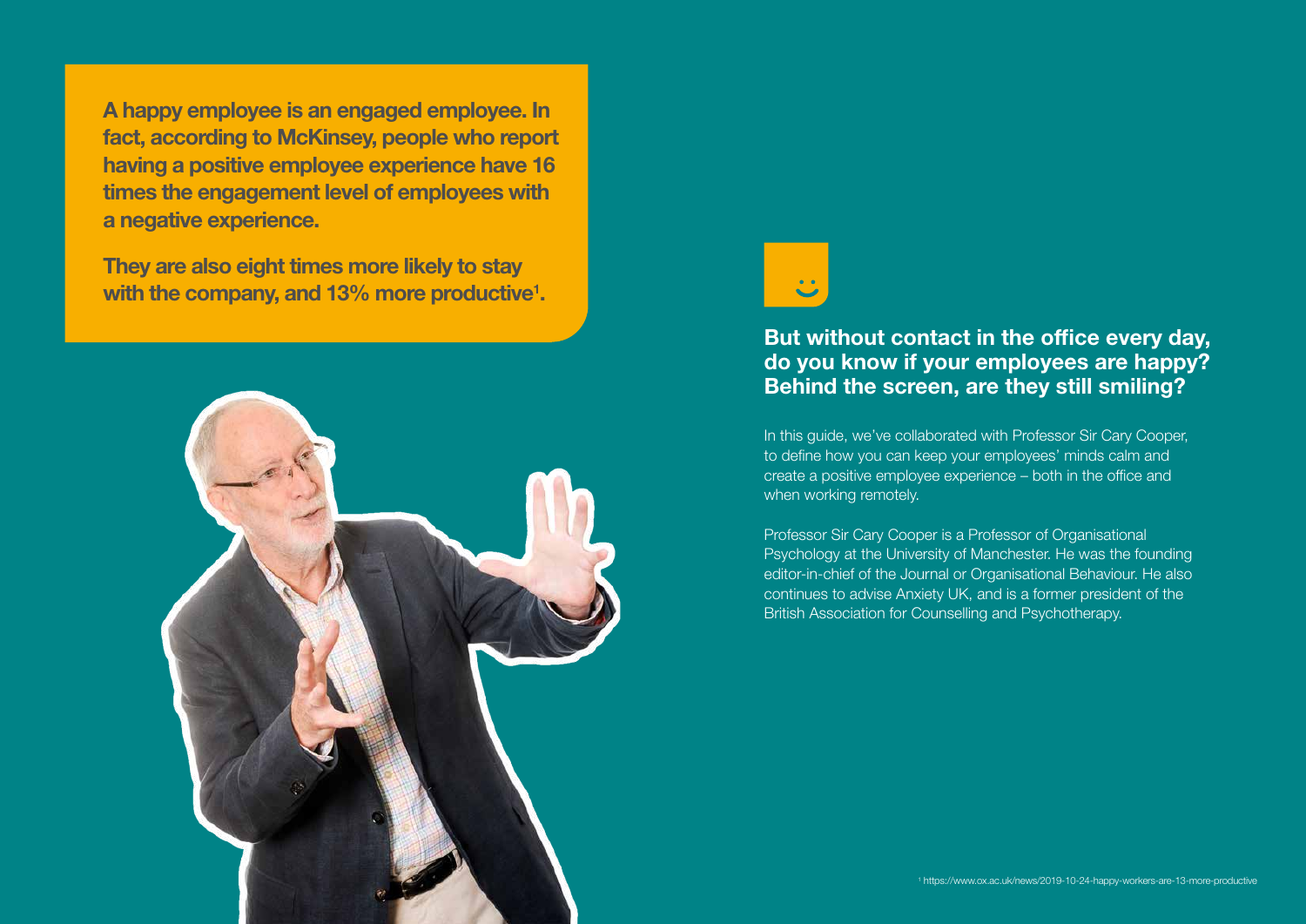**A happy employee is an engaged employee. In fact, according to McKinsey, people who report having a positive employee experience have 16 times the engagement level of employees with a negative experience.**

**They are also eight times more likely to stay with the company, and 13% more productive[1].**

## But without contact in the office every day, do you know if your employees are happy? Behind the screen, are they still smiling?

In this guide, we've collaborated with Professor Sir Cary Cooper, to define how you can keep your employees' minds calm and create a positive employee experience – both in the office and when working remotely.

Professor Sir Cary Cooper is a Professor of Organisational Psychology at the University of Manchester. He was the founding editor-in-chief of the Journal or Organisational Behaviour. He also continues to advise Anxiety UK, and is a former president of the British Association for Counselling and Psychotherapy.

[1] https://www.ox.ac.uk/news/2019-10-24-happy-workers-are-13-more-productive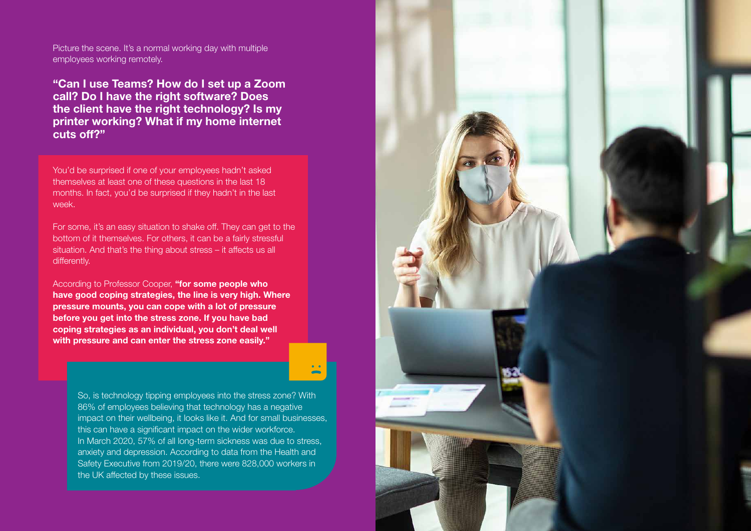Picture the scene. It's a normal working day with multiple employees working remotely.

**"Can I use Teams? How do I set up a Zoom call? Do I have the right software? Does the client have the right technology? Is my printer working? What if my home internet cuts off?"**

You'd be surprised if one of your employees hadn't asked themselves at least one of these questions in the last 18 months. In fact, you'd be surprised if they hadn't in the last week.

For some, it's an easy situation to shake off. They can get to the bottom of it themselves. For others, it can be a fairly stressful situation. And that's the thing about stress – it affects us all differently.

According to Professor Cooper, **"for some people who have good coping strategies, the line is very high. Where pressure mounts, you can cope with a lot of pressure before you get into the stress zone. If you have bad coping strategies as an individual, you don't deal well with pressure and can enter the stress zone easily."**

So, is technology tipping employees into the stress zone? With 86% of employees believing that technology has a negative impact on their wellbeing, it looks like it. And for small businesses, this can have a significant impact on the wider workforce. In March 2020, 57% of all long-term sickness was due to stress, anxiety and depression. According to data from the Health and Safety Executive from 2019/20, there were 828,000 workers in the UK affected by these issues.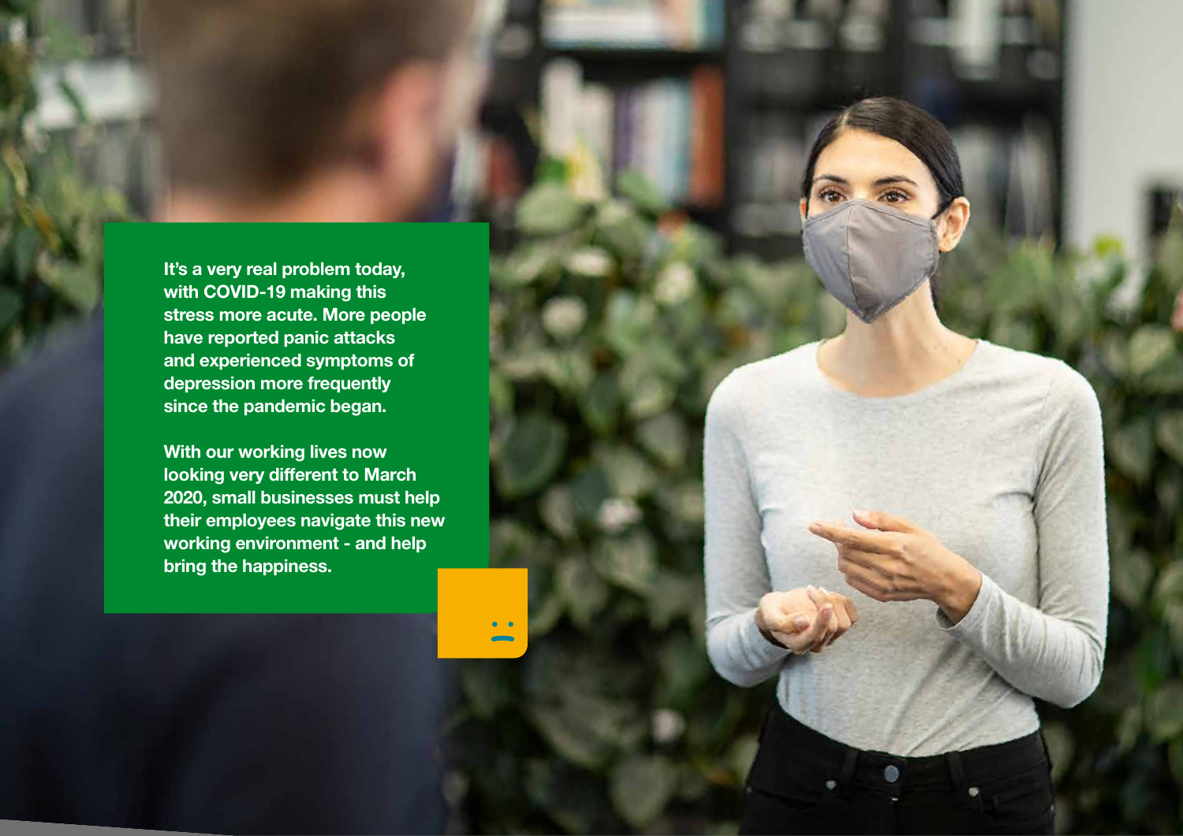It's a very real problem today, with COVID-19 making this stress more acute. More people have reported panic attacks and experienced symptoms of depression more frequently since the pandemic began.

With our working lives now looking very different to March 2020, small businesses must help their employees navigate this new working environment - and help bring the happiness.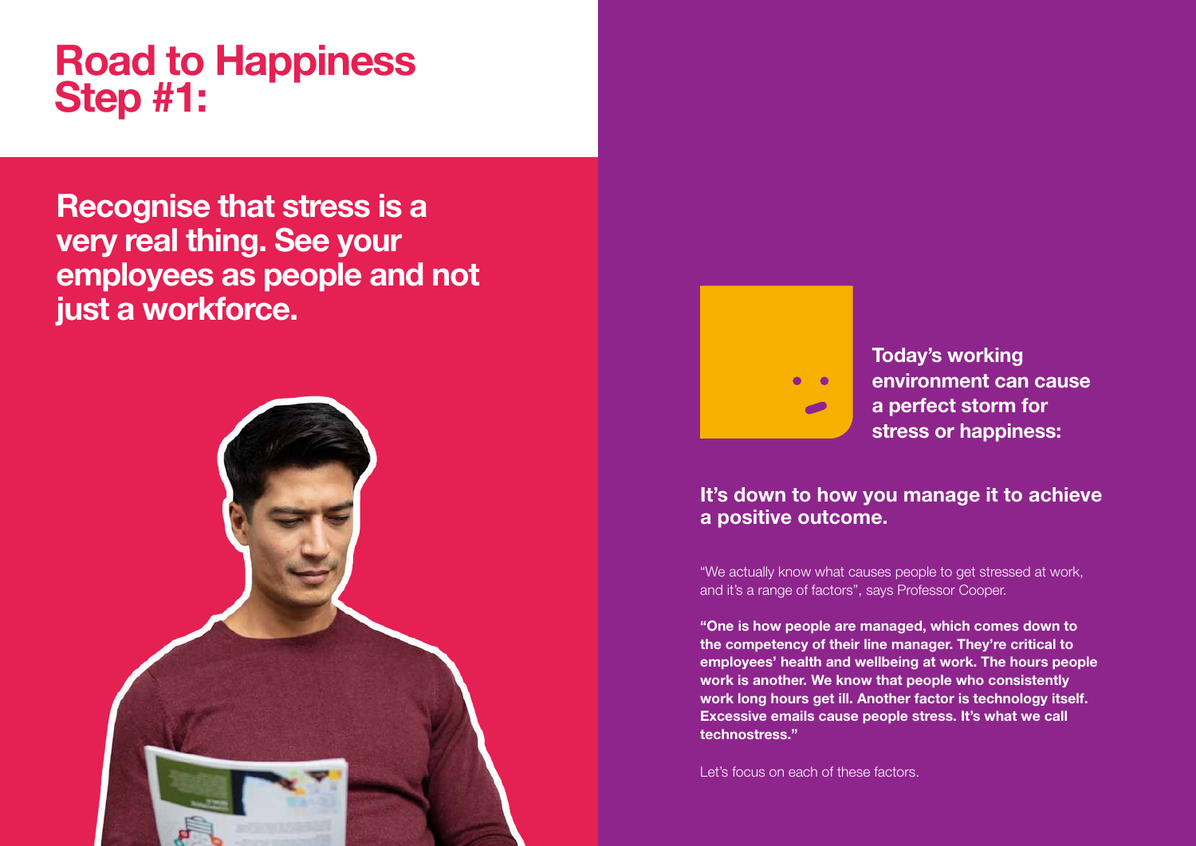# Road to Happiness Step #1:

## Recognise that stress is a very real thing. See your employees as people and not just a workforce.

**Today's working environment can cause a perfect storm for stress or happiness:**

### It's down to how you manage it to achieve a positive outcome.

"We actually know what causes people to get stressed at work, and it's a range of factors", says Professor Cooper.

**"One is how people are managed, which comes down to the competency of their line manager. They're critical to employees' health and wellbeing at work. The hours people work is another. We know that people who consistently work long hours get ill. Another factor is technology itself. Excessive emails cause people stress. It's what we call technostress."**

Let's focus on each of these factors.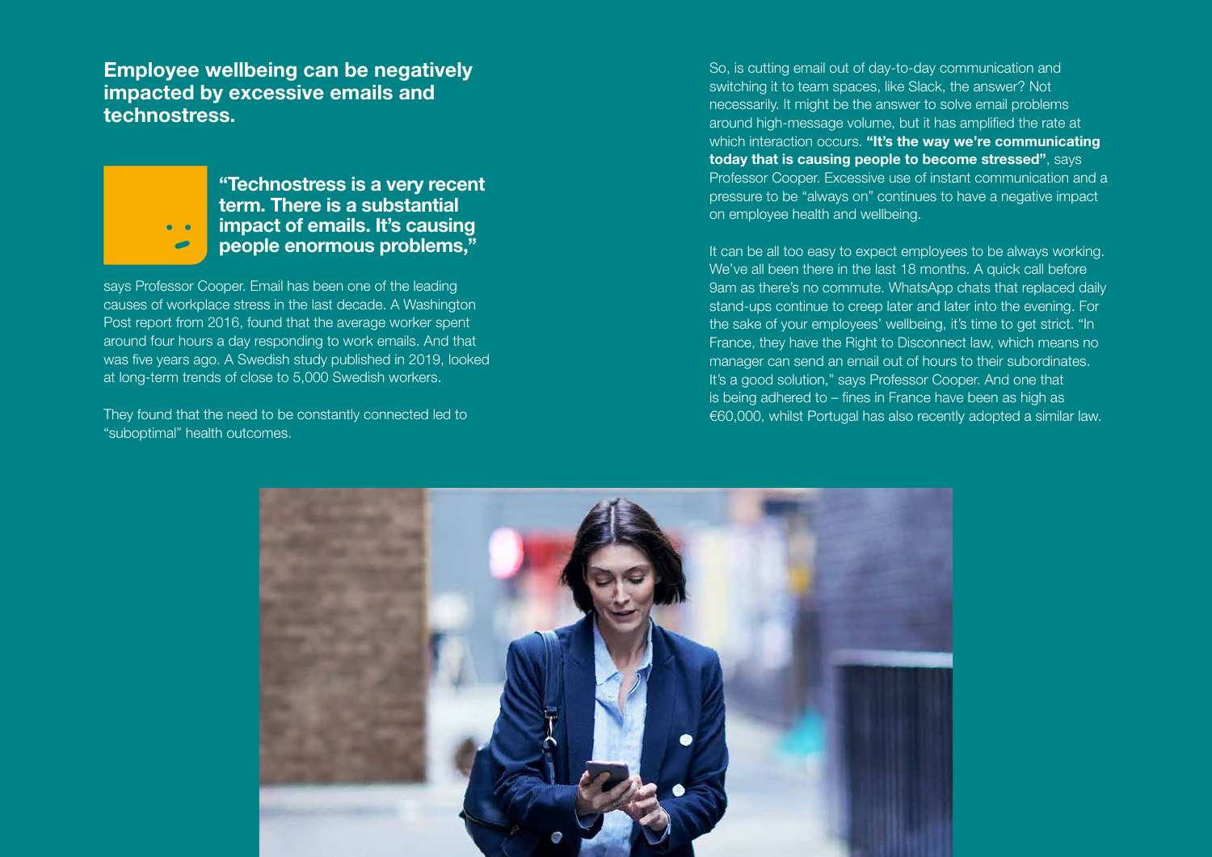## Employee wellbeing can be negatively impacted by excessive emails and technostress.

**"Technostress is a very recent term. There is a substantial impact of emails. It's causing people enormous problems,"**

says Professor Cooper. Email has been one of the leading causes of workplace stress in the last decade. A Washington Post report from 2016, found that the average worker spent around four hours a day responding to work emails. And that was five years ago. A Swedish study published in 2019, looked at long-term trends of close to 5,000 Swedish workers.

They found that the need to be constantly connected led to "suboptimal" health outcomes.

So, is cutting email out of day-to-day communication and switching it to team spaces, like Slack, the answer? Not necessarily. It might be the answer to solve email problems around high-message volume, but it has amplified the rate at which interaction occurs. **"It's the way we're communicating today that is causing people to become stressed"**, says Professor Cooper. Excessive use of instant communication and a pressure to be "always on" continues to have a negative impact on employee health and wellbeing.

It can be all too easy to expect employees to be always working. We've all been there in the last 18 months. A quick call before 9am as there's no commute. WhatsApp chats that replaced daily stand-ups continue to creep later and later into the evening. For the sake of your employees' wellbeing, it's time to get strict. "In France, they have the Right to Disconnect law, which means no manager can send an email out of hours to their subordinates. It's a good solution," says Professor Cooper. And one that is being adhered to – fines in France have been as high as €60,000, whilst Portugal has also recently adopted a similar law.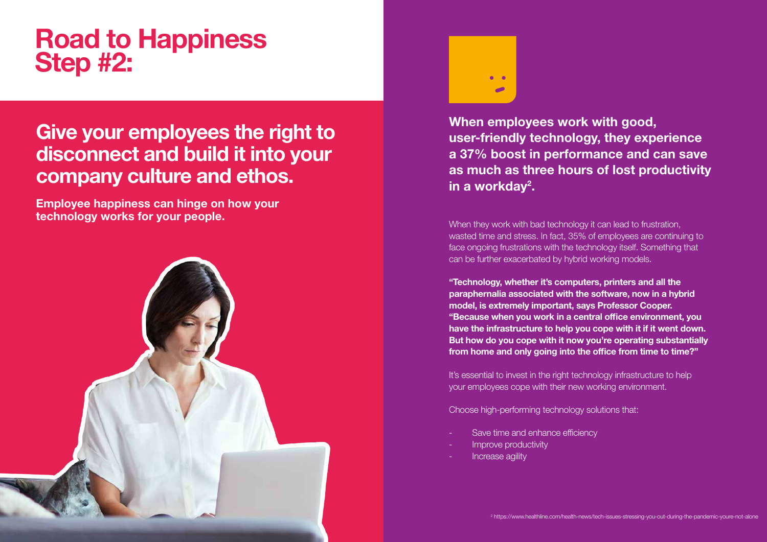# Road to Happiness Step #2:

## Give your employees the right to disconnect and build it into your company culture and ethos.

**Employee happiness can hinge on how your technology works for your people.**

**When employees work with good, user-friendly technology, they experience a 37% boost in performance and can save as much as three hours of lost productivity in a workday[2].**

When they work with bad technology it can lead to frustration, wasted time and stress. In fact, 35% of employees are continuing to face ongoing frustrations with the technology itself. Something that can be further exacerbated by hybrid working models.

**"Technology, whether it's computers, printers and all the paraphernalia associated with the software, now in a hybrid model, is extremely important, says Professor Cooper. "Because when you work in a central office environment, you have the infrastructure to help you cope with it if it went down. But how do you cope with it now you're operating substantially from home and only going into the office from time to time?"**

It's essential to invest in the right technology infrastructure to help your employees cope with their new working environment.

Choose high-performing technology solutions that:

- Save time and enhance efficiency
- Improve productivity
- Increase agility

[2] https://www.healthline.com/health-news/tech-issues-stressing-you-out-during-the-pandemic-youre-not-alone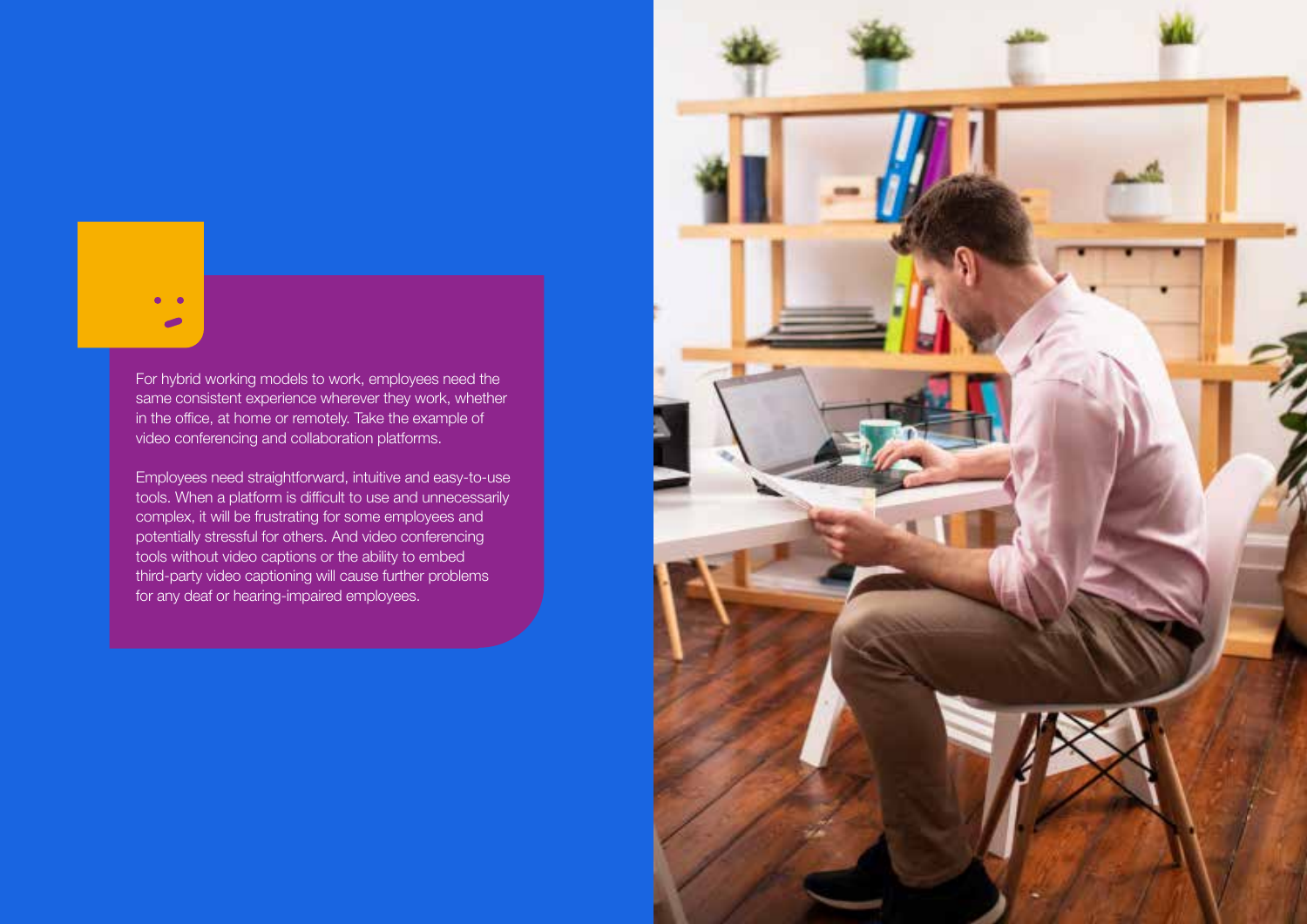For hybrid working models to work, employees need the same consistent experience wherever they work, whether in the office, at home or remotely. Take the example of video conferencing and collaboration platforms.

Employees need straightforward, intuitive and easy-to-use tools. When a platform is difficult to use and unnecessarily complex, it will be frustrating for some employees and potentially stressful for others. And video conferencing tools without video captions or the ability to embed third-party video captioning will cause further problems for any deaf or hearing-impaired employees.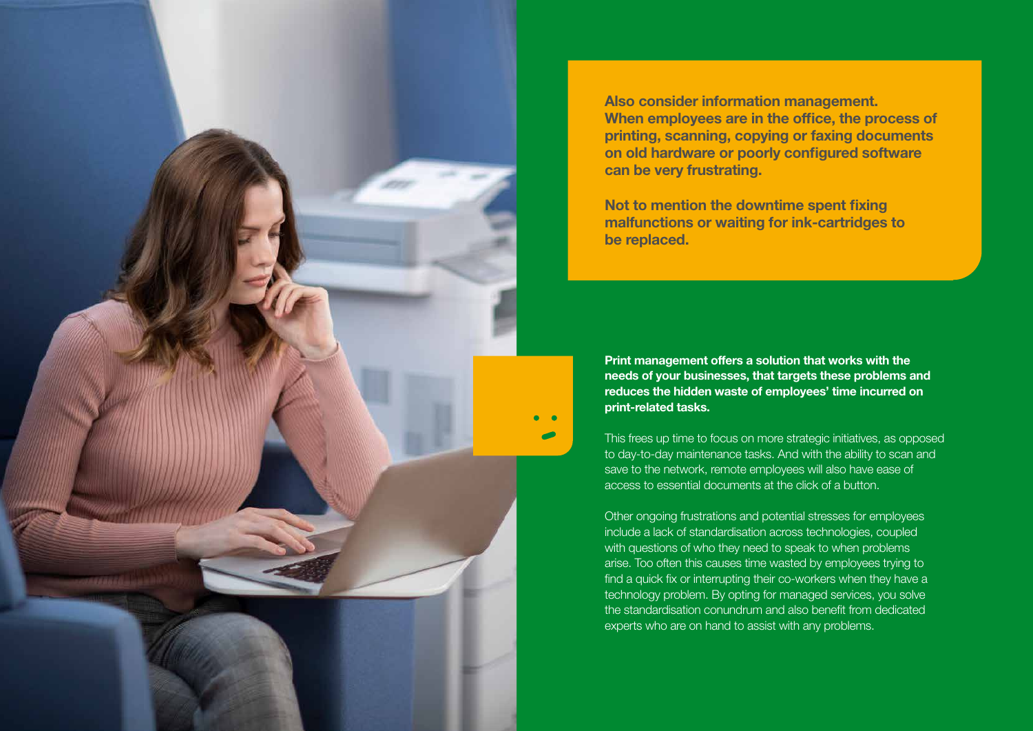**Also consider information management. When employees are in the office, the process of printing, scanning, copying or faxing documents on old hardware or poorly configured software can be very frustrating.**

**Not to mention the downtime spent fixing malfunctions or waiting for ink-cartridges to be replaced.**

**Print management offers a solution that works with the needs of your businesses, that targets these problems and reduces the hidden waste of employees' time incurred on print-related tasks.**

This frees up time to focus on more strategic initiatives, as opposed to day-to-day maintenance tasks. And with the ability to scan and save to the network, remote employees will also have ease of access to essential documents at the click of a button.

Other ongoing frustrations and potential stresses for employees include a lack of standardisation across technologies, coupled with questions of who they need to speak to when problems arise. Too often this causes time wasted by employees trying to find a quick fix or interrupting their co-workers when they have a technology problem. By opting for managed services, you solve the standardisation conundrum and also benefit from dedicated experts who are on hand to assist with any problems.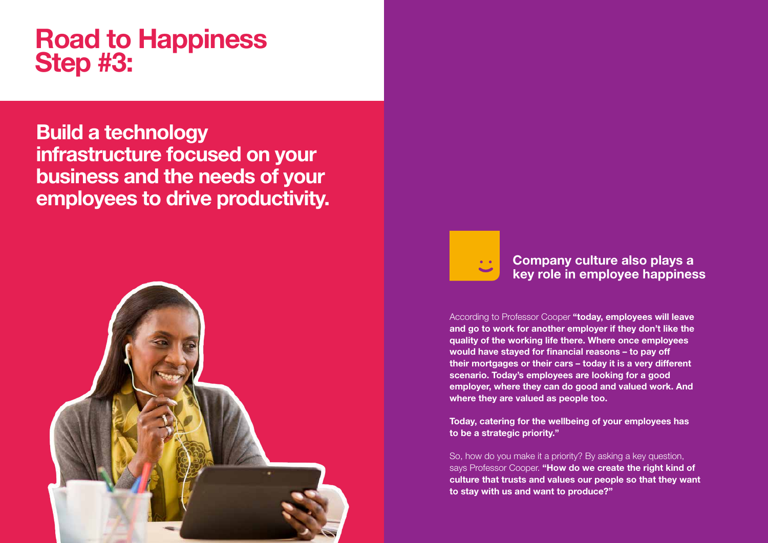# Road to Happiness Step #3:

## Build a technology infrastructure focused on your business and the needs of your employees to drive productivity.

### Company culture also plays a key role in employee happiness

According to Professor Cooper **"today, employees will leave and go to work for another employer if they don't like the quality of the working life there. Where once employees would have stayed for financial reasons – to pay off their mortgages or their cars – today it is a very different scenario. Today's employees are looking for a good employer, where they can do good and valued work. And where they are valued as people too.**

**Today, catering for the wellbeing of your employees has to be a strategic priority."**

So, how do you make it a priority? By asking a key question, says Professor Cooper. **"How do we create the right kind of culture that trusts and values our people so that they want to stay with us and want to produce?"**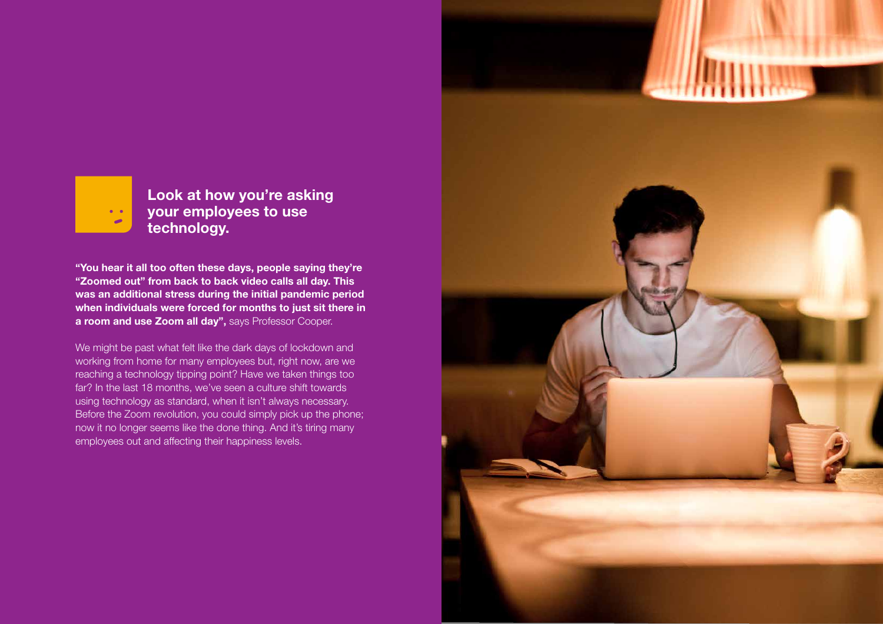## Look at how you're asking your employees to use technology.

**"You hear it all too often these days, people saying they're "Zoomed out" from back to back video calls all day. This was an additional stress during the initial pandemic period when individuals were forced for months to just sit there in a room and use Zoom all day",** says Professor Cooper.

We might be past what felt like the dark days of lockdown and working from home for many employees but, right now, are we reaching a technology tipping point? Have we taken things too far? In the last 18 months, we've seen a culture shift towards using technology as standard, when it isn't always necessary. Before the Zoom revolution, you could simply pick up the phone; now it no longer seems like the done thing. And it's tiring many employees out and affecting their happiness levels.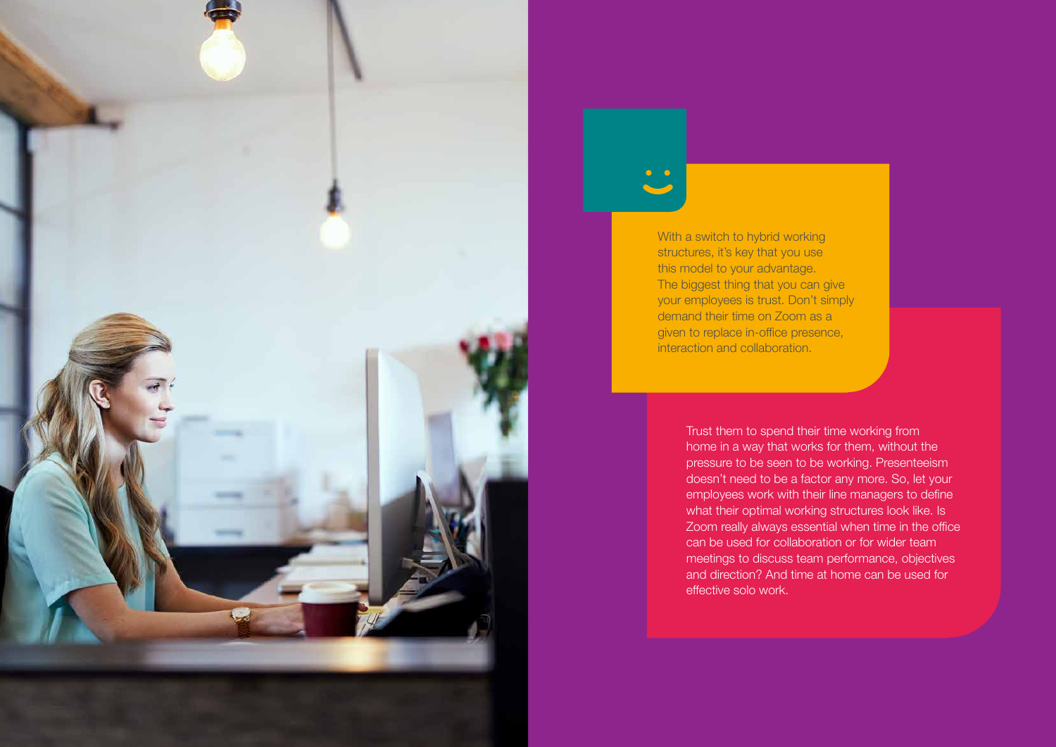With a switch to hybrid working structures, it's key that you use this model to your advantage. The biggest thing that you can give your employees is trust. Don't simply demand their time on Zoom as a given to replace in-office presence, interaction and collaboration.

Trust them to spend their time working from home in a way that works for them, without the pressure to be seen to be working. Presenteeism doesn't need to be a factor any more. So, let your employees work with their line managers to define what their optimal working structures look like. Is Zoom really always essential when time in the office can be used for collaboration or for wider team meetings to discuss team performance, objectives and direction? And time at home can be used for effective solo work.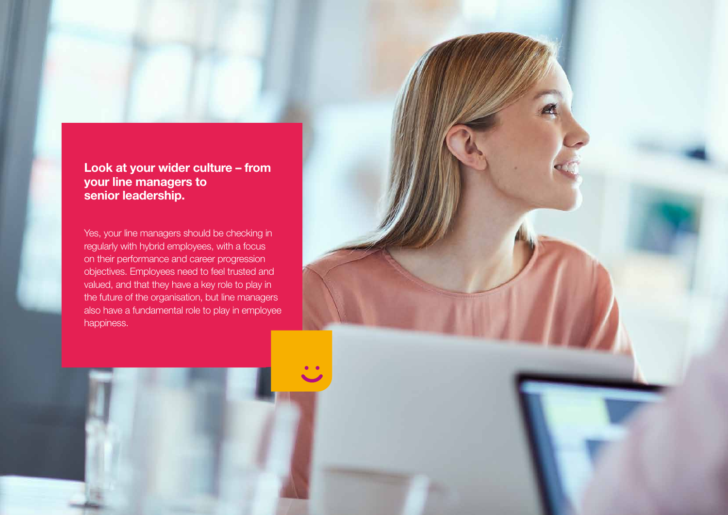## Look at your wider culture – from your line managers to senior leadership.

Yes, your line managers should be checking in regularly with hybrid employees, with a focus on their performance and career progression objectives. Employees need to feel trusted and valued, and that they have a key role to play in the future of the organisation, but line managers also have a fundamental role to play in employee happiness.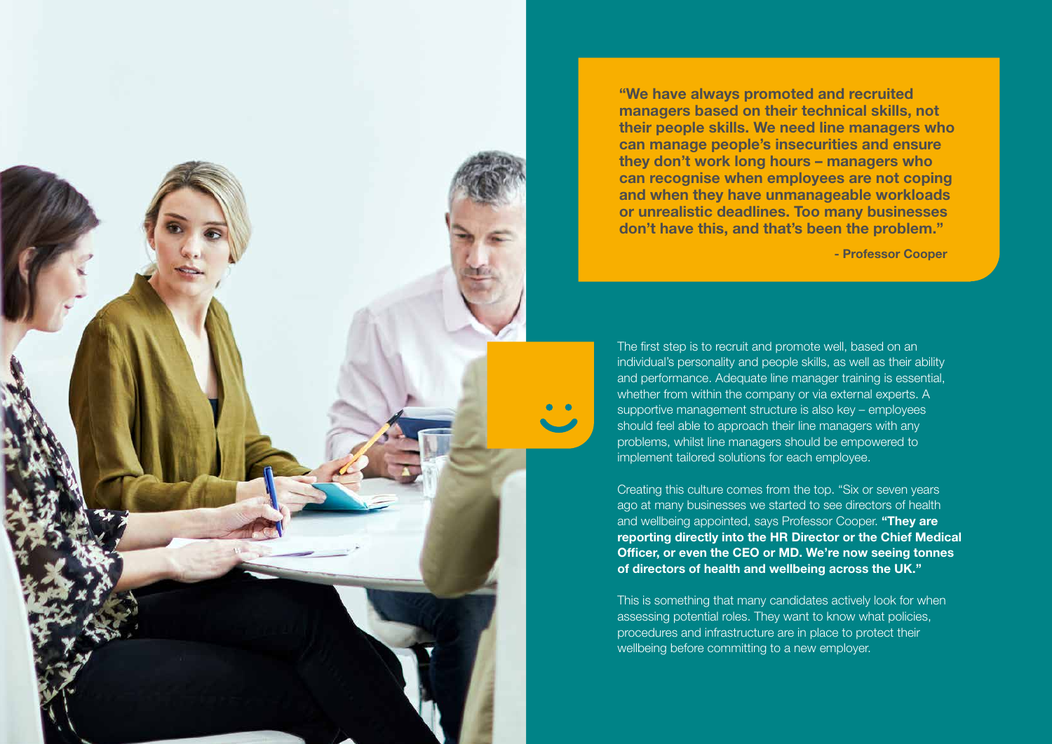**"We have always promoted and recruited managers based on their technical skills, not their people skills. We need line managers who can manage people's insecurities and ensure they don't work long hours – managers who can recognise when employees are not coping and when they have unmanageable workloads or unrealistic deadlines. Too many businesses don't have this, and that's been the problem."**

**- Professor Cooper**

The first step is to recruit and promote well, based on an individual's personality and people skills, as well as their ability and performance. Adequate line manager training is essential, whether from within the company or via external experts. A supportive management structure is also key – employees should feel able to approach their line managers with any problems, whilst line managers should be empowered to implement tailored solutions for each employee.

Creating this culture comes from the top. "Six or seven years ago at many businesses we started to see directors of health and wellbeing appointed, says Professor Cooper. **"They are reporting directly into the HR Director or the Chief Medical Officer, or even the CEO or MD. We're now seeing tonnes of directors of health and wellbeing across the UK."**

This is something that many candidates actively look for when assessing potential roles. They want to know what policies, procedures and infrastructure are in place to protect their wellbeing before committing to a new employer.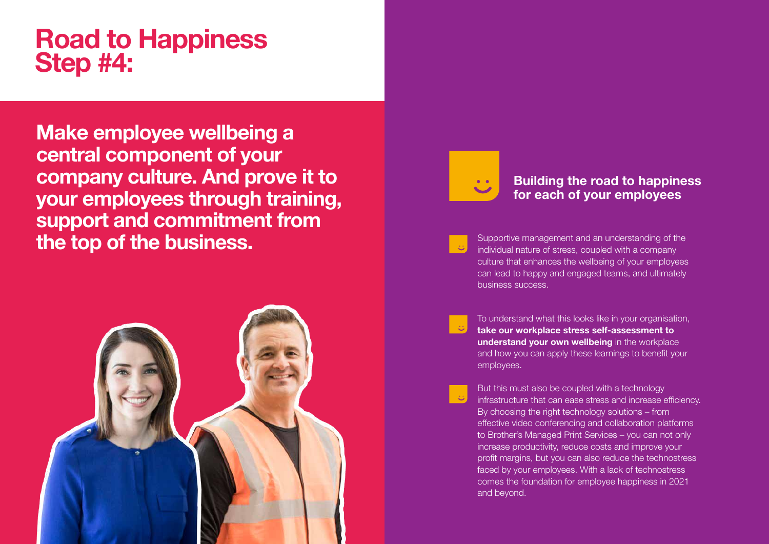# Road to Happiness Step #4:

**Make employee wellbeing a central component of your company culture. And prove it to your employees through training, support and commitment from the top of the business.**

## Building the road to happiness for each of your employees

- Supportive management and an understanding of the individual nature of stress, coupled with a company culture that enhances the wellbeing of your employees can lead to happy and engaged teams, and ultimately business success.

- To understand what this looks like in your organisation, **take our workplace stress self-assessment to understand your own wellbeing** in the workplace and how you can apply these learnings to benefit your employees.

- But this must also be coupled with a technology infrastructure that can ease stress and increase efficiency. By choosing the right technology solutions – from effective video conferencing and collaboration platforms to Brother's Managed Print Services – you can not only increase productivity, reduce costs and improve your profit margins, but you can also reduce the technostress faced by your employees. With a lack of technostress comes the foundation for employee happiness in 2021 and beyond.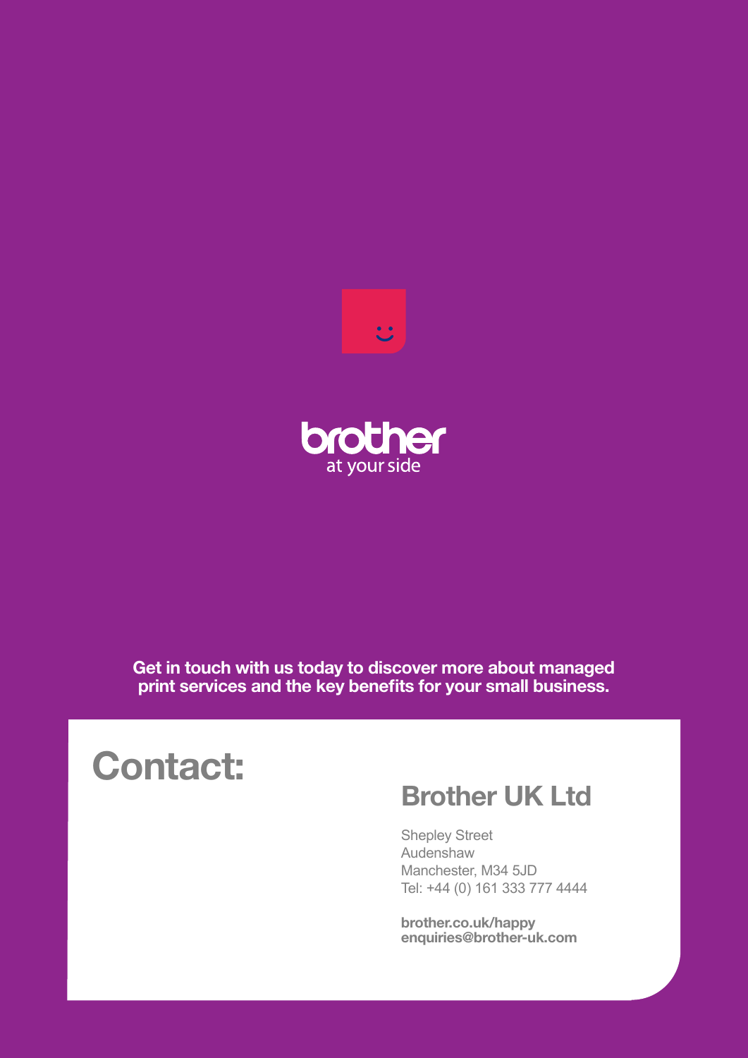brother
at your side

**Get in touch with us today to discover more about managed print services and the key benefits for your small business.**

# Contact:

## Brother UK Ltd

Shepley Street
Audenshaw
Manchester, M34 5JD
Tel: +44 (0) 161 333 777 4444

**brother.co.uk/happy**
**enquiries@brother-uk.com**